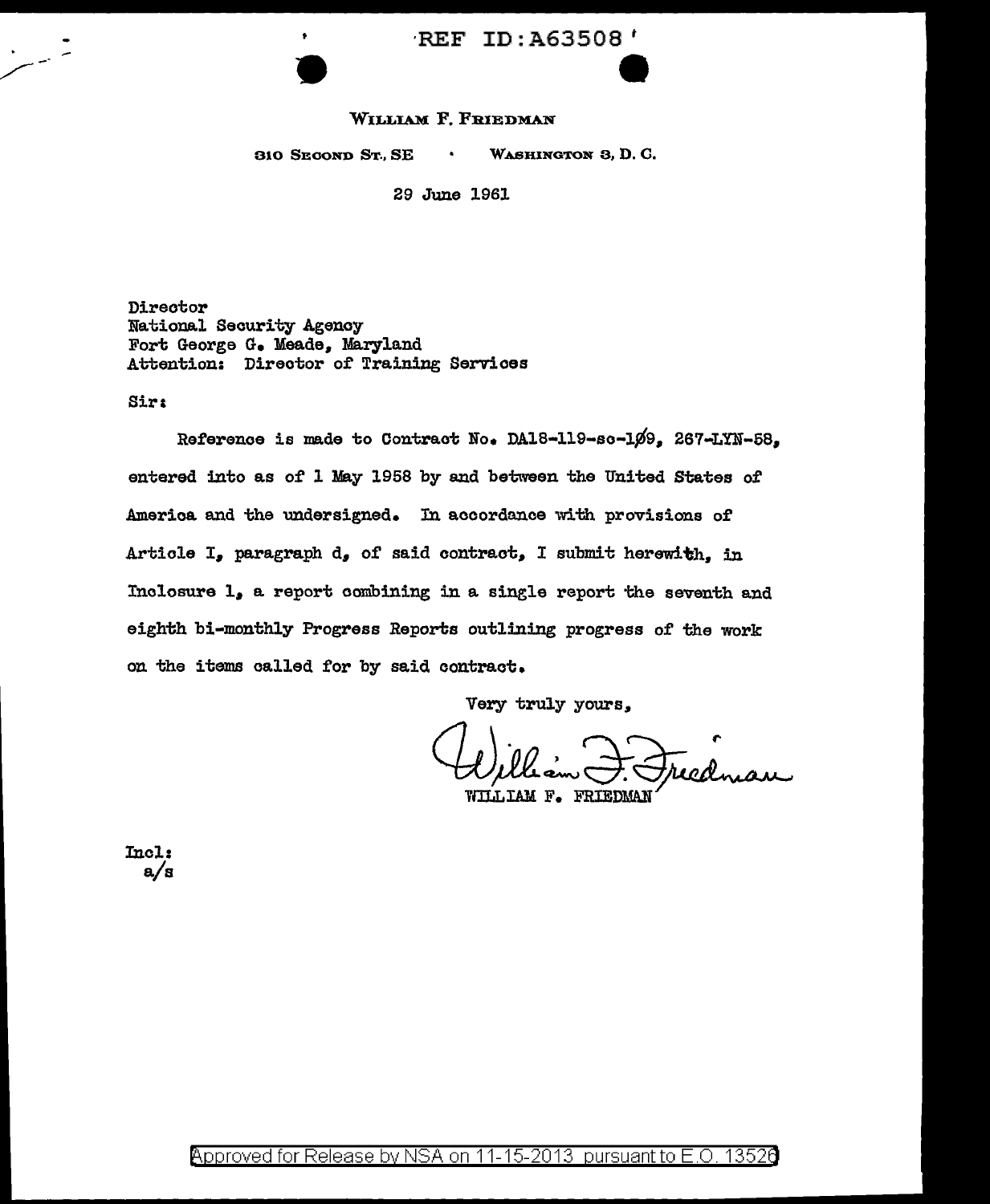REF ID:A63508

WILLIAM F. FRIEDMAN

310 SECOND ST., SE · WASHINGTON 3, D. C.

29 June 1961

Director
National Security Agency
Fort George G. Meade, Maryland
Attention: Director of Training Services

Sir:

Reference is made to Contract No. DA18-119-sc-1Ø9, 267-LYN-58, entered into as of 1 May 1958 by and between the United States of America and the undersigned. In accordance with provisions of Article I, paragraph d, of said contract, I submit herewith, in Inclosure 1, a report combining in a single report the seventh and eighth bi-monthly Progress Reports outlining progress of the work on the items called for by said contract.

Very truly yours,

William F. Friedman
WILLIAM F. FRIEDMAN

Incl:
a/s

Approved for Release by NSA on 11-15-2013 pursuant to E.O. 13526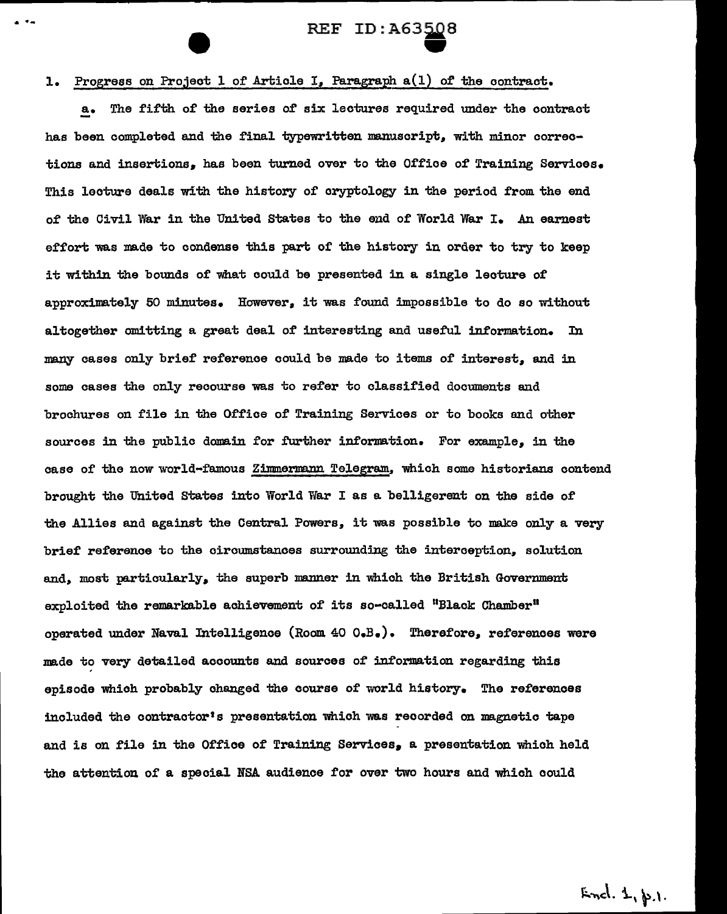1. Progress on Project 1 of Article I, Paragraph a(1) of the contract.

a. The fifth of the series of six lectures required under the contract has been completed and the final typewritten manuscript, with minor corrections and insertions, has been turned over to the Office of Training Services. This lecture deals with the history of cryptology in the period from the end of the Civil War in the United States to the end of World War I. An earnest effort was made to condense this part of the history in order to try to keep it within the bounds of what could be presented in a single lecture of approximately 50 minutes. However, it was found impossible to do so without altogether omitting a great deal of interesting and useful information. In many cases only brief reference could be made to items of interest, and in some cases the only recourse was to refer to classified documents and brochures on file in the Office of Training Services or to books and other sources in the public domain for further information. For example, in the case of the now world-famous Zimmermann Telegram, which some historians contend brought the United States into World War I as a belligerent on the side of the Allies and against the Central Powers, it was possible to make only a very brief reference to the circumstances surrounding the interception, solution and, most particularly, the superb manner in which the British Government exploited the remarkable achievement of its so-called "Black Chamber" operated under Naval Intelligence (Room 40 O.B.). Therefore, references were made to very detailed accounts and sources of information regarding this episode which probably changed the course of world history. The references included the contractor's presentation which was recorded on magnetic tape and is on file in the Office of Training Services, a presentation which held the attention of a special NSA audience for over two hours and which could

Incl. 1, p.1.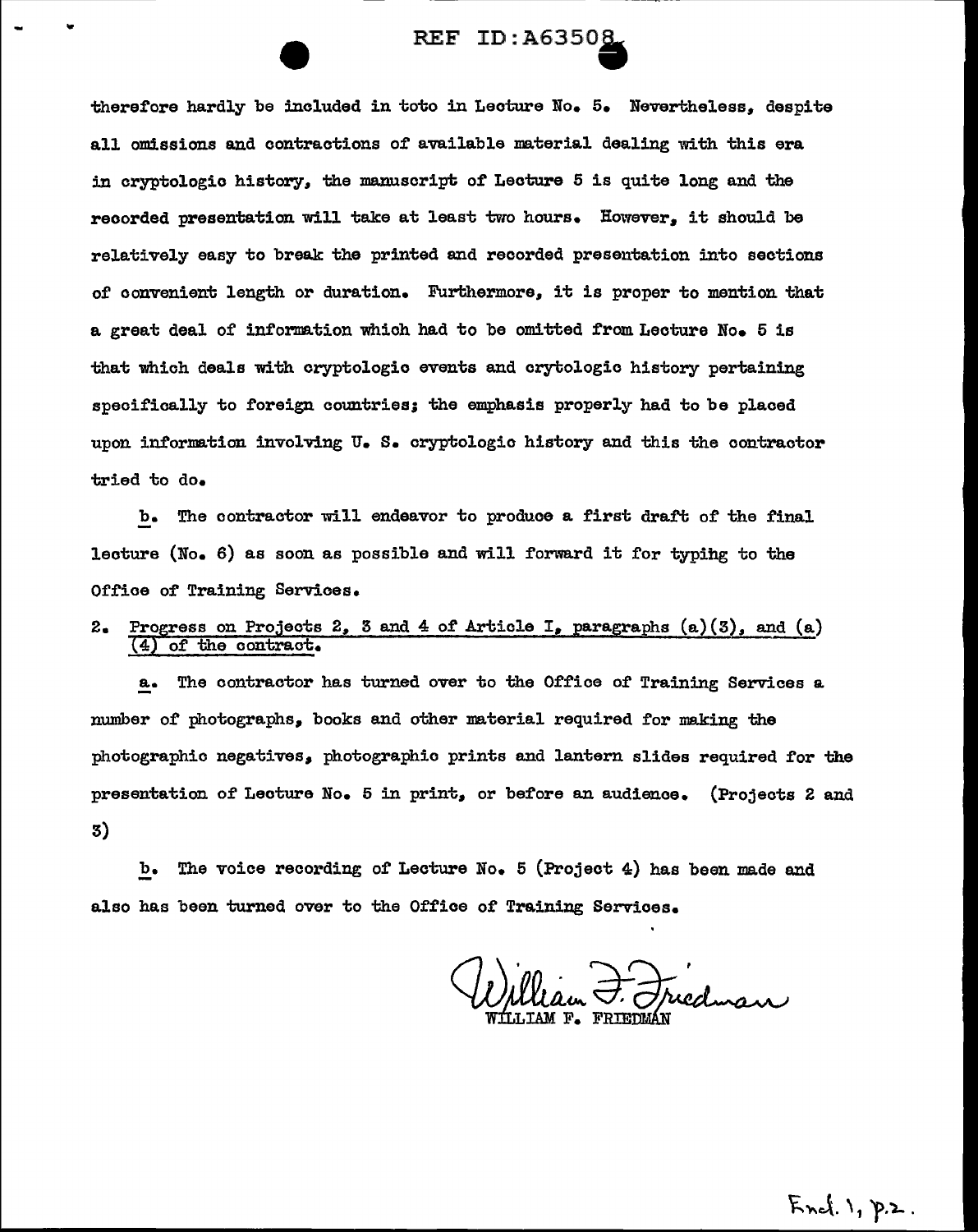therefore hardly be included in toto in Lecture No. 5. Nevertheless, despite all omissions and contractions of available material dealing with this era in cryptologic history, the manuscript of Lecture 5 is quite long and the recorded presentation will take at least two hours. However, it should be relatively easy to break the printed and recorded presentation into sections of convenient length or duration. Furthermore, it is proper to mention that a great deal of information which had to be omitted from Lecture No. 5 is that which deals with cryptologic events and crytologic history pertaining specifically to foreign countries; the emphasis properly had to be placed upon information involving U. S. cryptologic history and this the contractor tried to do.

b. The contractor will endeavor to produce a first draft of the final lecture (No. 6) as soon as possible and will forward it for typihg to the Office of Training Services.

2. Progress on Projects 2, 3 and 4 of Article I, paragraphs (a)(3), and (a)(4) of the contract.

a. The contractor has turned over to the Office of Training Services a number of photographs, books and other material required for making the photographic negatives, photographic prints and lantern slides required for the presentation of Lecture No. 5 in print, or before an audience. (Projects 2 and 3)

b. The voice recording of Lecture No. 5 (Project 4) has been made and also has been turned over to the Office of Training Services.

William F. Friedman
WILLIAM F. FRIEDMAN

Encl. 1, p.2.